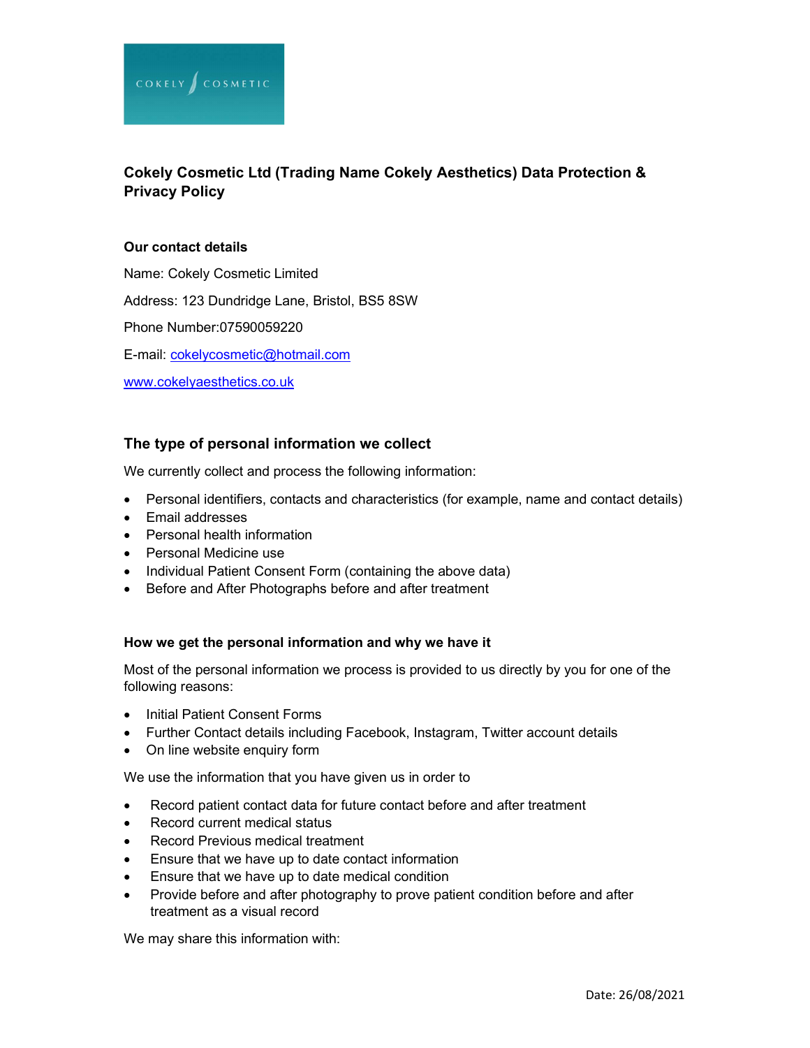# Cokely Cosmetic Ltd (Trading Name Cokely Aesthetics) Data Protection & Privacy Policy

**Our contact details**

Name: Cokely Cosmetic Limited

Address: 123 Dundridge Lane, Bristol, BS5 8SW

Phone Number:07590059220

E-mail: cokelycosmetic@hotmail.com

www.cokelyaesthetics.co.uk

## The type of personal information we collect

We currently collect and process the following information:

- Personal identifiers, contacts and characteristics (for example, name and contact details)
- Email addresses
- Personal health information
- Personal Medicine use
- Individual Patient Consent Form (containing the above data)
- Before and After Photographs before and after treatment

### How we get the personal information and why we have it

Most of the personal information we process is provided to us directly by you for one of the following reasons:

- Initial Patient Consent Forms
- Further Contact details including Facebook, Instagram, Twitter account details
- On line website enquiry form

We use the information that you have given us in order to

- Record patient contact data for future contact before and after treatment
- Record current medical status
- Record Previous medical treatment
- Ensure that we have up to date contact information
- Ensure that we have up to date medical condition
- Provide before and after photography to prove patient condition before and after treatment as a visual record

We may share this information with:

Date: 26/08/2021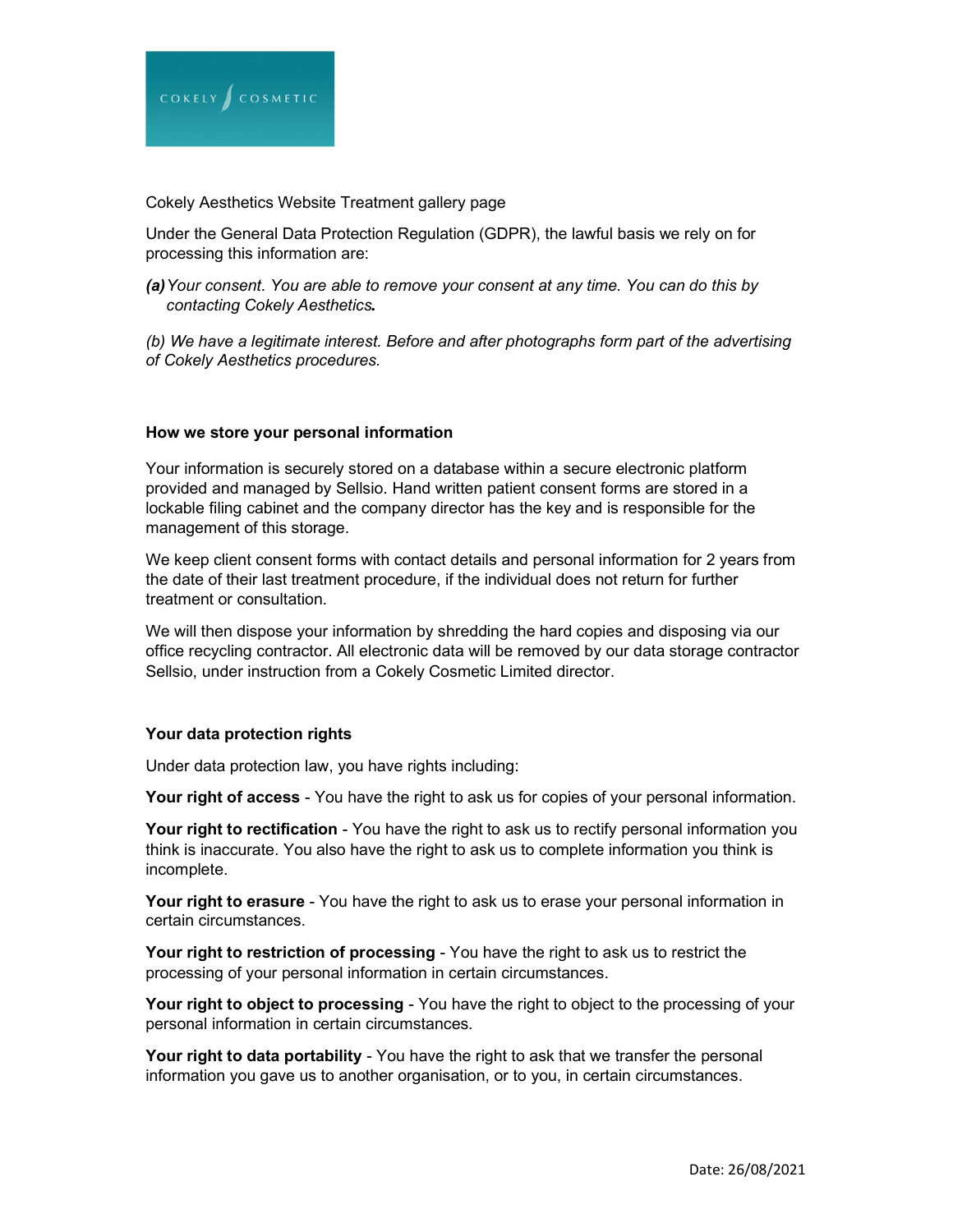Cokely Aesthetics Website Treatment gallery page

Under the General Data Protection Regulation (GDPR), the lawful basis we rely on for processing this information are:

***(a)*** *Your consent. You are able to remove your consent at any time. You can do this by contacting Cokely Aesthetics.*

*(b) We have a legitimate interest. Before and after photographs form part of the advertising of Cokely Aesthetics procedures.*

**How we store your personal information**

Your information is securely stored on a database within a secure electronic platform provided and managed by Sellsio. Hand written patient consent forms are stored in a lockable filing cabinet and the company director has the key and is responsible for the management of this storage.

We keep client consent forms with contact details and personal information for 2 years from the date of their last treatment procedure, if the individual does not return for further treatment or consultation.

We will then dispose your information by shredding the hard copies and disposing via our office recycling contractor. All electronic data will be removed by our data storage contractor Sellsio, under instruction from a Cokely Cosmetic Limited director.

**Your data protection rights**

Under data protection law, you have rights including:

**Your right of access** - You have the right to ask us for copies of your personal information.

**Your right to rectification** - You have the right to ask us to rectify personal information you think is inaccurate. You also have the right to ask us to complete information you think is incomplete.

**Your right to erasure** - You have the right to ask us to erase your personal information in certain circumstances.

**Your right to restriction of processing** - You have the right to ask us to restrict the processing of your personal information in certain circumstances.

**Your right to object to processing** - You have the right to object to the processing of your personal information in certain circumstances.

**Your right to data portability** - You have the right to ask that we transfer the personal information you gave us to another organisation, or to you, in certain circumstances.

Date: 26/08/2021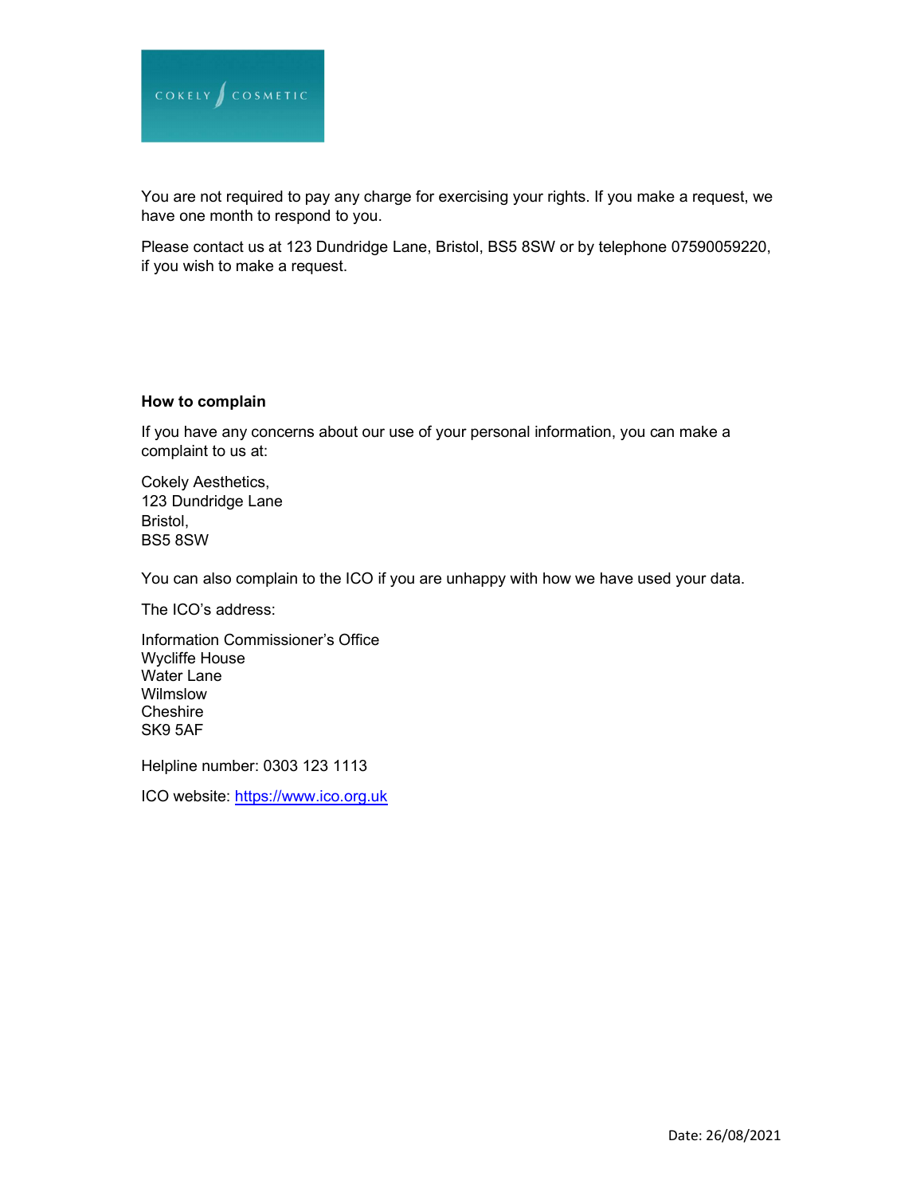You are not required to pay any charge for exercising your rights. If you make a request, we have one month to respond to you.

Please contact us at 123 Dundridge Lane, Bristol, BS5 8SW or by telephone 07590059220, if you wish to make a request.

**How to complain**

If you have any concerns about our use of your personal information, you can make a complaint to us at:

Cokely Aesthetics,
123 Dundridge Lane
Bristol,
BS5 8SW

You can also complain to the ICO if you are unhappy with how we have used your data.

The ICO's address:

Information Commissioner's Office
Wycliffe House
Water Lane
Wilmslow
Cheshire
SK9 5AF

Helpline number: 0303 123 1113

ICO website: https://www.ico.org.uk

Date: 26/08/2021